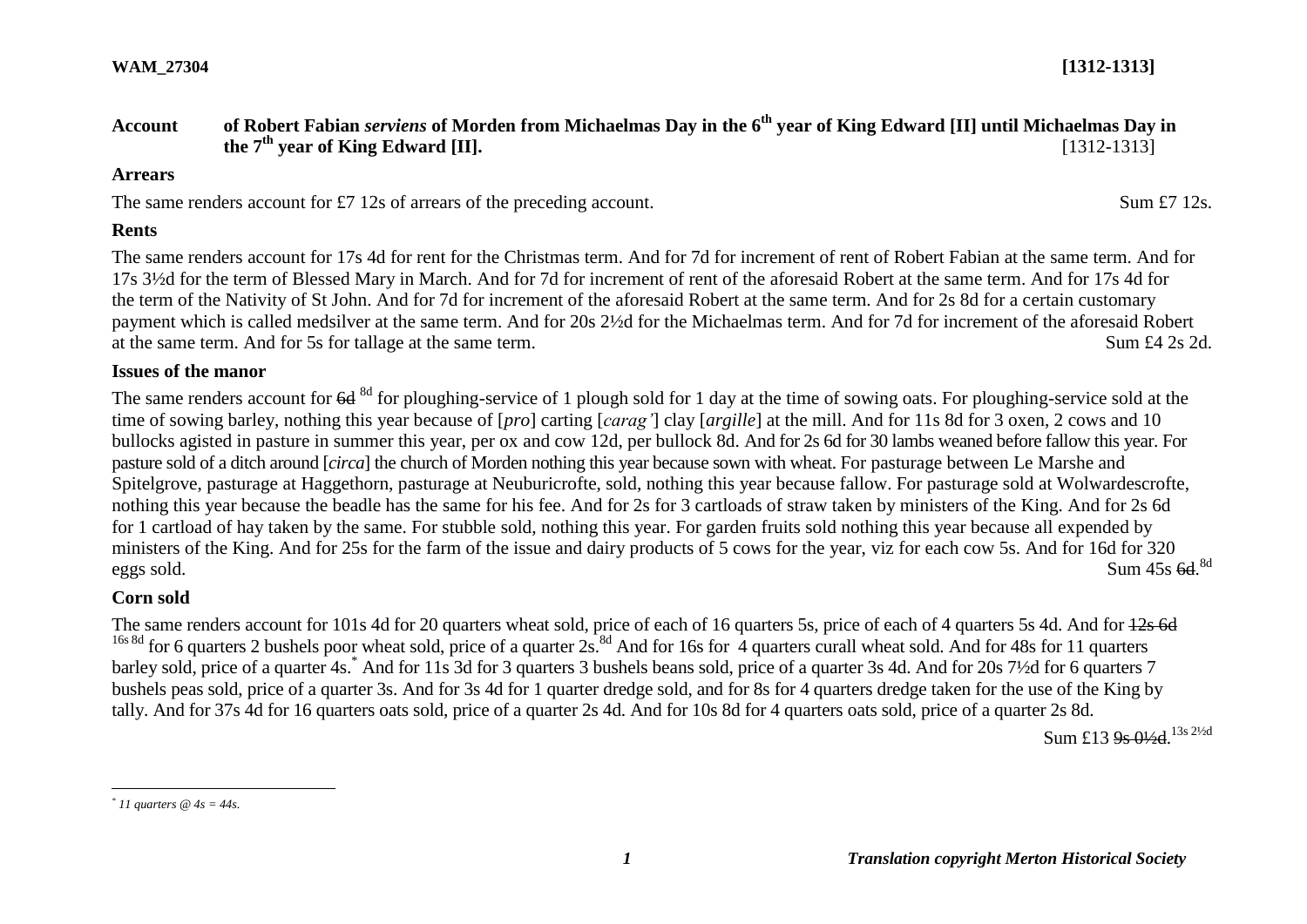**WAM_27304** **[1312-1313]**

**Account** **of Robert Fabian *serviens* of Morden from Michaelmas Day in the 6th year of King Edward [II] until Michaelmas Day in the 7th year of King Edward [II].** [1312-1313]

## Arrears

The same renders account for £7 12s of arrears of the preceding account. Sum £7 12s.

## Rents

The same renders account for 17s 4d for rent for the Christmas term. And for 7d for increment of rent of Robert Fabian at the same term. And for 17s 3½d for the term of Blessed Mary in March. And for 7d for increment of rent of the aforesaid Robert at the same term. And for 17s 4d for the term of the Nativity of St John. And for 7d for increment of the aforesaid Robert at the same term. And for 2s 8d for a certain customary payment which is called medsilver at the same term. And for 20s 2½d for the Michaelmas term. And for 7d for increment of the aforesaid Robert at the same term. And for 5s for tallage at the same term. Sum £4 2s 2d.

## Issues of the manor

The same renders account for ~~6d~~ 8d for ploughing-service of 1 plough sold for 1 day at the time of sowing oats. For ploughing-service sold at the time of sowing barley, nothing this year because of [*pro*] carting [*carag'*] clay [*argille*] at the mill. And for 11s 8d for 3 oxen, 2 cows and 10 bullocks agisted in pasture in summer this year, per ox and cow 12d, per bullock 8d. And for 2s 6d for 30 lambs weaned before fallow this year. For pasture sold of a ditch around [*circa*] the church of Morden nothing this year because sown with wheat. For pasturage between Le Marshe and Spitelgrove, pasturage at Haggethorn, pasturage at Neuburicrofte, sold, nothing this year because fallow. For pasturage sold at Wolwardescrofte, nothing this year because the beadle has the same for his fee. And for 2s for 3 cartloads of straw taken by ministers of the King. And for 2s 6d for 1 cartload of hay taken by the same. For stubble sold, nothing this year. For garden fruits sold nothing this year because all expended by ministers of the King. And for 25s for the farm of the issue and dairy products of 5 cows for the year, viz for each cow 5s. And for 16d for 320 eggs sold. Sum 45s ~~6d~~. 8d

## Corn sold

The same renders account for 101s 4d for 20 quarters wheat sold, price of each of 16 quarters 5s, price of each of 4 quarters 5s 4d. And for ~~12s 6d~~ 16s 8d for 6 quarters 2 bushels poor wheat sold, price of a quarter 2s. 8d And for 16s for 4 quarters curall wheat sold. And for 48s for 11 quarters barley sold, price of a quarter 4s.* And for 11s 3d for 3 quarters 3 bushels beans sold, price of a quarter 3s 4d. And for 20s 7½d for 6 quarters 7 bushels peas sold, price of a quarter 3s. And for 3s 4d for 1 quarter dredge sold, and for 8s for 4 quarters dredge taken for the use of the King by tally. And for 37s 4d for 16 quarters oats sold, price of a quarter 2s 4d. And for 10s 8d for 4 quarters oats sold, price of a quarter 2s 8d.

Sum £13 ~~9s 0½d~~. 13s 2½d

---

\* *11 quarters @ 4s = 44s.*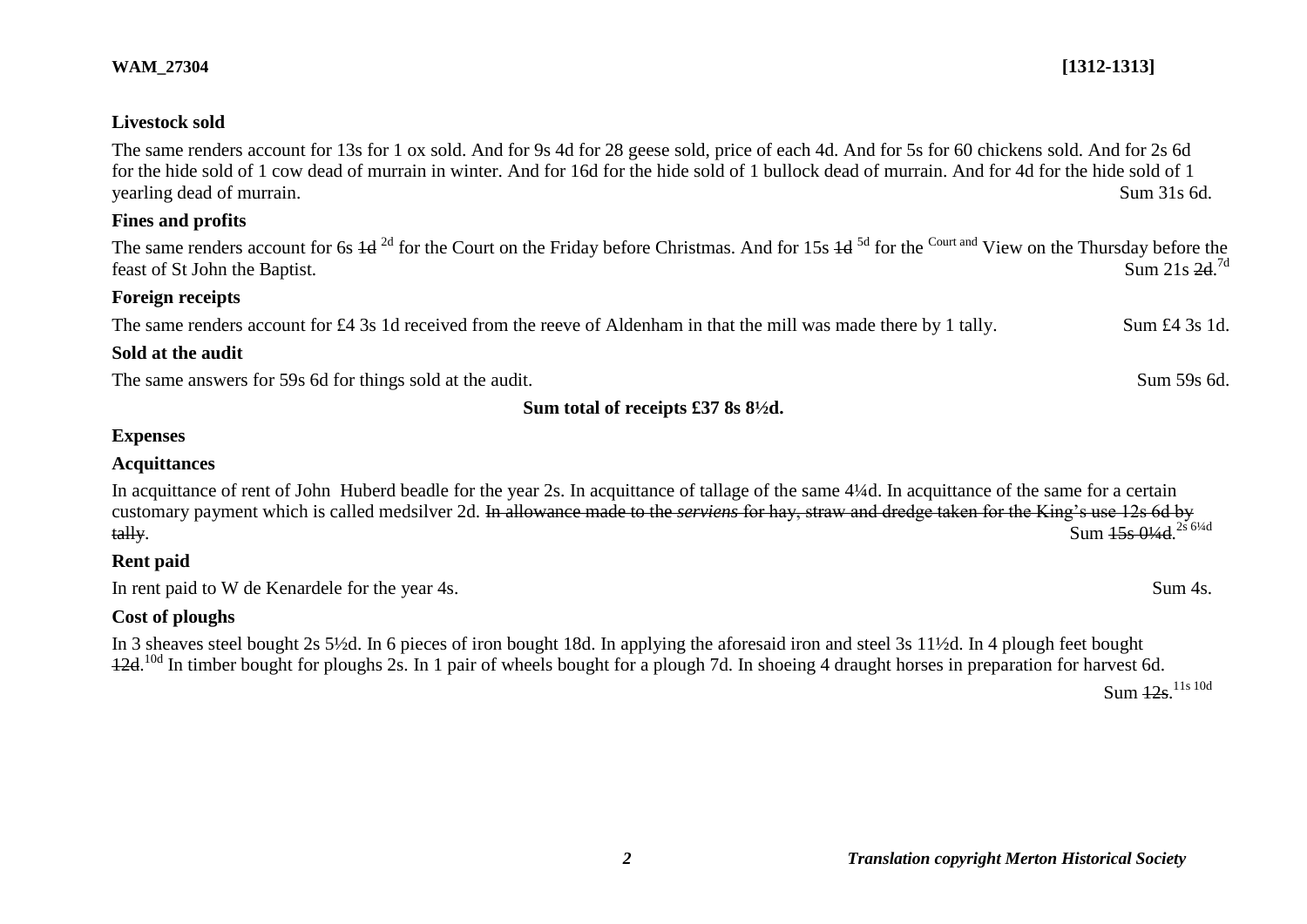**Livestock sold**

The same renders account for 13s for 1 ox sold. And for 9s 4d for 28 geese sold, price of each 4d. And for 5s for 60 chickens sold. And for 2s 6d for the hide sold of 1 cow dead of murrain in winter. And for 16d for the hide sold of 1 bullock dead of murrain. And for 4d for the hide sold of 1 yearling dead of murrain. Sum 31s 6d.

**Fines and profits**

The same renders account for 6s ~~1d~~ 2d for the Court on the Friday before Christmas. And for 15s ~~1d~~ 5d for the Court and View on the Thursday before the feast of St John the Baptist. Sum 21s ~~2d~~. 7d

**Foreign receipts**

The same renders account for £4 3s 1d received from the reeve of Aldenham in that the mill was made there by 1 tally. Sum £4 3s 1d.

**Sold at the audit**

The same answers for 59s 6d for things sold at the audit. Sum 59s 6d.

**Sum total of receipts £37 8s 8½d.**

**Expenses**

**Acquittances**

In acquittance of rent of John Huberd beadle for the year 2s. In acquittance of tallage of the same 4¼d. In acquittance of the same for a certain customary payment which is called medsilver 2d. ~~In allowance made to the *serviens* for hay, straw and dredge taken for the King's use 12s 6d by tally~~. Sum ~~15s 0¼d~~. 2s 6¼d

**Rent paid**

In rent paid to W de Kenardele for the year 4s. Sum 4s.

**Cost of ploughs**

In 3 sheaves steel bought 2s 5½d. In 6 pieces of iron bought 18d. In applying the aforesaid iron and steel 3s 11½d. In 4 plough feet bought ~~12d~~. 10d In timber bought for ploughs 2s. In 1 pair of wheels bought for a plough 7d. In shoeing 4 draught horses in preparation for harvest 6d.

Sum ~~12s~~. 11s 10d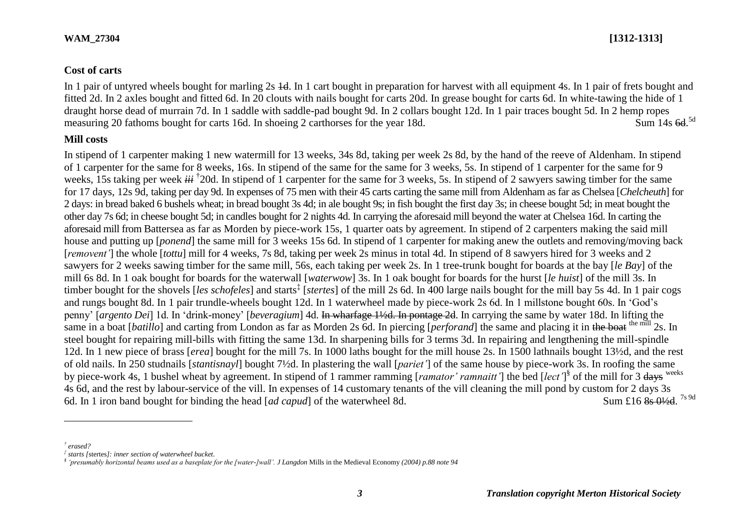## Cost of carts

In 1 pair of untyred wheels bought for marling 2s ~~1d~~. In 1 cart bought in preparation for harvest with all equipment 4s. In 1 pair of frets bought and fitted 2d. In 2 axles bought and fitted 6d. In 20 clouts with nails bought for carts 20d. In grease bought for carts 6d. In white-tawing the hide of 1 draught horse dead of murrain 7d. In 1 saddle with saddle-pad bought 9d. In 2 collars bought 12d. In 1 pair traces bought 5d. In 2 hemp ropes measuring 20 fathoms bought for carts 16d. In shoeing 2 carthorses for the year 18d. Sum 14s ~~6d~~.[5d]

## Mill costs

In stipend of 1 carpenter making 1 new watermill for 13 weeks, 34s 8d, taking per week 2s 8d, by the hand of the reeve of Aldenham. In stipend of 1 carpenter for the same for 8 weeks, 16s. In stipend of the same for the same for 3 weeks, 5s. In stipend of 1 carpenter for the same for 9 weeks, 15s taking per week ~~*iii*~~ [†]20d. In stipend of 1 carpenter for the same for 3 weeks, 5s. In stipend of 2 sawyers sawing timber for the same for 17 days, 12s 9d, taking per day 9d. In expenses of 75 men with their 45 carts carting the same mill from Aldenham as far as Chelsea [*Chelcheuth*] for 2 days: in bread baked 6 bushels wheat; in bread bought 3s 4d; in ale bought 9s; in fish bought the first day 3s; in cheese bought 5d; in meat bought the other day 7s 6d; in cheese bought 5d; in candles bought for 2 nights 4d. In carrying the aforesaid mill beyond the water at Chelsea 16d. In carting the aforesaid mill from Battersea as far as Morden by piece-work 15s, 1 quarter oats by agreement. In stipend of 2 carpenters making the said mill house and putting up [*ponend*] the same mill for 3 weeks 15s 6d. In stipend of 1 carpenter for making anew the outlets and removing/moving back [*removent'*] the whole [*tottu*] mill for 4 weeks, 7s 8d, taking per week 2s minus in total 4d. In stipend of 8 sawyers hired for 3 weeks and 2 sawyers for 2 weeks sawing timber for the same mill, 56s, each taking per week 2s. In 1 tree-trunk bought for boards at the bay [*le Bay*] of the mill 6s 8d. In 1 oak bought for boards for the waterwall [*waterwow*] 3s. In 1 oak bought for boards for the hurst [*le huist*] of the mill 3s. In timber bought for the shovels [*les schofeles*] and starts[‡] [*stertes*] of the mill 2s 6d. In 400 large nails bought for the mill bay 5s 4d. In 1 pair cogs and rungs bought 8d. In 1 pair trundle-wheels bought 12d. In 1 waterwheel made by piece-work 2s 6d. In 1 millstone bought 60s. In 'God's penny' [*argento Dei*] 1d. In 'drink-money' [*beveragium*] 4d. ~~In wharfage 1½d. In pontage 2d~~. In carrying the same by water 18d. In lifting the same in a boat [*batillo*] and carting from London as far as Morden 2s 6d. In piercing [*perforand*] the same and placing it in ~~the boat~~ the mill 2s. In steel bought for repairing mill-bills with fitting the same 13d. In sharpening bills for 3 terms 3d. In repairing and lengthening the mill-spindle 12d. In 1 new piece of brass [*erea*] bought for the mill 7s. In 1000 laths bought for the mill house 2s. In 1500 lathnails bought 13½d, and the rest of old nails. In 250 studnails [*stantisnayl*] bought 7½d. In plastering the wall [*pariet'*] of the same house by piece-work 3s. In roofing the same by piece-work 4s, 1 bushel wheat by agreement. In stipend of 1 rammer ramming [*ramator' ramnaitt'*] the bed [*lect'*][§] of the mill for 3 ~~days~~ weeks 4s 6d, and the rest by labour-service of the vill. In expenses of 14 customary tenants of the vill cleaning the mill pond by custom for 2 days 3s 6d. In 1 iron band bought for binding the head [*ad capud*] of the waterwheel 8d. Sum £16 ~~8s 0½d~~. 7s 9d

---

[†] *erased?*

[‡] *starts [*stertes*]: inner section of waterwheel bucket.*

[§] *'presumably horizontal beams used as a baseplate for the [water-]wall'. J Langdon* Mills in the Medieval Economy *(2004) p.88 note 94*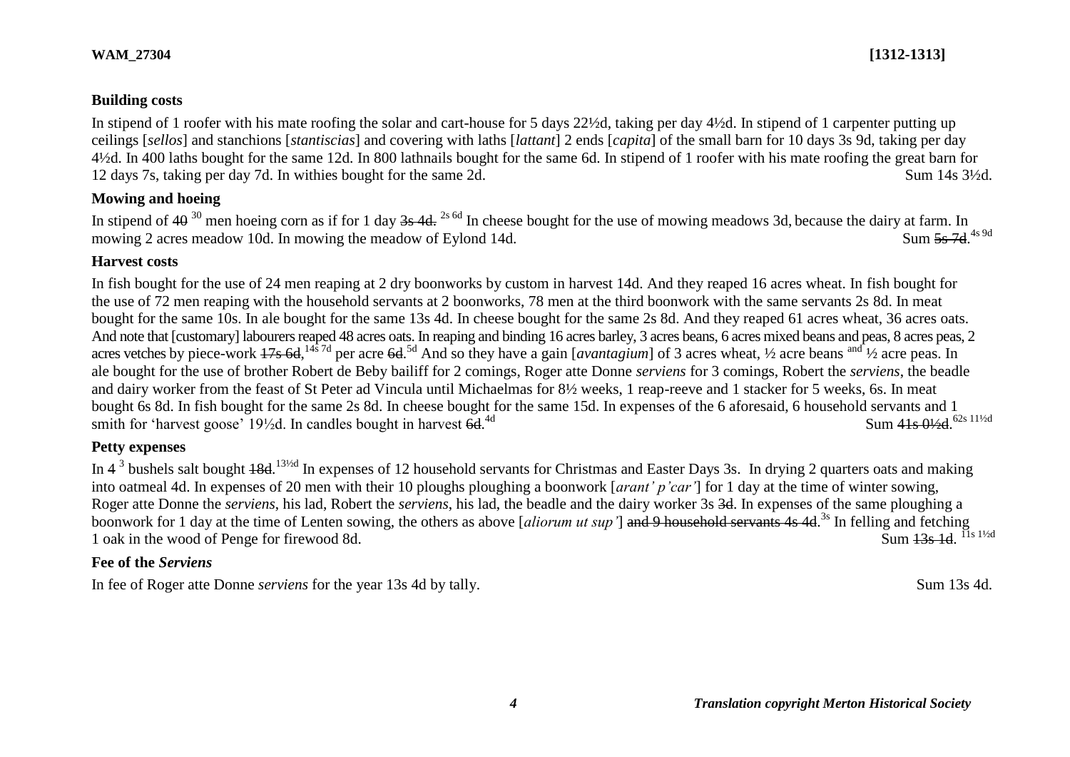### Building costs

In stipend of 1 roofer with his mate roofing the solar and cart-house for 5 days 22½d, taking per day 4½d. In stipend of 1 carpenter putting up ceilings [*sellos*] and stanchions [*stantiscias*] and covering with laths [*lattant*] 2 ends [*capita*] of the small barn for 10 days 3s 9d, taking per day 4½d. In 400 laths bought for the same 12d. In 800 lathnails bought for the same 6d. In stipend of 1 roofer with his mate roofing the great barn for 12 days 7s, taking per day 7d. In withies bought for the same 2d. Sum 14s 3½d.

### Mowing and hoeing

In stipend of ~~40~~ [30] men hoeing corn as if for 1 day ~~3s 4d.~~ [2s 6d] In cheese bought for the use of mowing meadows 3d, because the dairy at farm. In mowing 2 acres meadow 10d. In mowing the meadow of Eylond 14d. Sum ~~5s 7d~~.[4s 9d]

### Harvest costs

In fish bought for the use of 24 men reaping at 2 dry boonworks by custom in harvest 14d. And they reaped 16 acres wheat. In fish bought for the use of 72 men reaping with the household servants at 2 boonworks, 78 men at the third boonwork with the same servants 2s 8d. In meat bought for the same 10s. In ale bought for the same 13s 4d. In cheese bought for the same 2s 8d. And they reaped 61 acres wheat, 36 acres oats. And note that [customary] labourers reaped 48 acres oats. In reaping and binding 16 acres barley, 3 acres beans, 6 acres mixed beans and peas, 8 acres peas, 2 acres vetches by piece-work ~~17s 6d~~,[14s 7d] per acre ~~6d~~.[5d] And so they have a gain [*avantagium*] of 3 acres wheat, ½ acre beans [and] ½ acre peas. In ale bought for the use of brother Robert de Beby bailiff for 2 comings, Roger atte Donne *serviens* for 3 comings, Robert the *serviens*, the beadle and dairy worker from the feast of St Peter ad Vincula until Michaelmas for 8½ weeks, 1 reap-reeve and 1 stacker for 5 weeks, 6s. In meat bought 6s 8d. In fish bought for the same 2s 8d. In cheese bought for the same 15d. In expenses of the 6 aforesaid, 6 household servants and 1 smith for 'harvest goose' 19½d. In candles bought in harvest ~~6d~~.[4d] Sum ~~41s 0½d~~.[62s 11½d]

### Petty expenses

In 4 [3] bushels salt bought ~~18d~~.[13½d] In expenses of 12 household servants for Christmas and Easter Days 3s. In drying 2 quarters oats and making into oatmeal 4d. In expenses of 20 men with their 10 ploughs ploughing a boonwork [*arant' p'car'*] for 1 day at the time of winter sowing, Roger atte Donne the *serviens*, his lad, Robert the *serviens*, his lad, the beadle and the dairy worker 3s ~~3d~~. In expenses of the same ploughing a boonwork for 1 day at the time of Lenten sowing, the others as above [*aliorum ut sup'*] ~~and 9 household servants 4s 4d~~.[3s] In felling and fetching 1 oak in the wood of Penge for firewood 8d. Sum ~~13s 1d~~. [11s 1½d]

### Fee of the *Serviens*

In fee of Roger atte Donne *serviens* for the year 13s 4d by tally. Sum 13s 4d.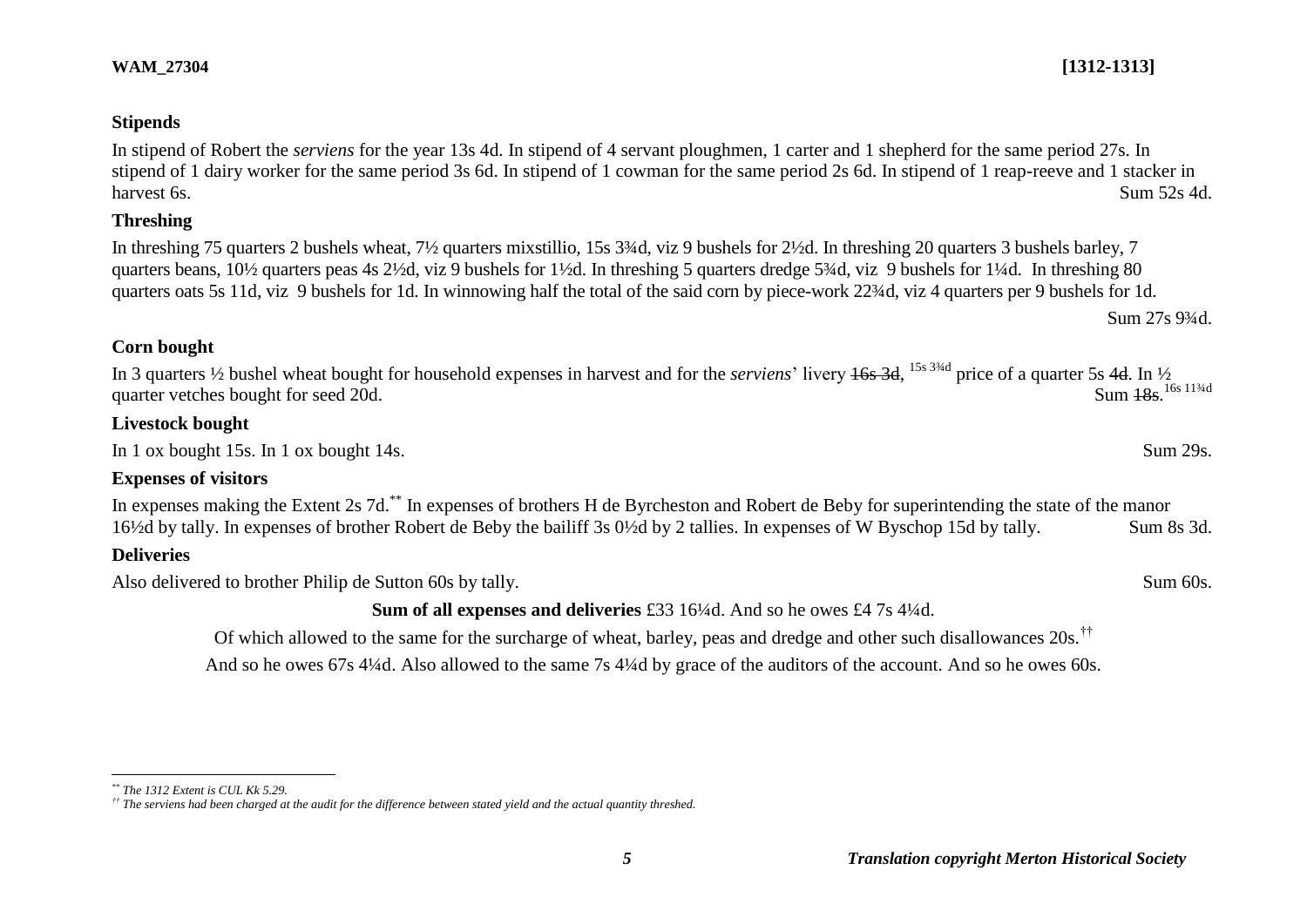## Stipends

In stipend of Robert the *serviens* for the year 13s 4d. In stipend of 4 servant ploughmen, 1 carter and 1 shepherd for the same period 27s. In stipend of 1 dairy worker for the same period 3s 6d. In stipend of 1 cowman for the same period 2s 6d. In stipend of 1 reap-reeve and 1 stacker in harvest 6s. Sum 52s 4d.

## Threshing

In threshing 75 quarters 2 bushels wheat, 7½ quarters mixstillio, 15s 3¾d, viz 9 bushels for 2½d. In threshing 20 quarters 3 bushels barley, 7 quarters beans, 10½ quarters peas 4s 2½d, viz 9 bushels for 1½d. In threshing 5 quarters dredge 5¾d, viz 9 bushels for 1¼d. In threshing 80 quarters oats 5s 11d, viz 9 bushels for 1d. In winnowing half the total of the said corn by piece-work 22¾d, viz 4 quarters per 9 bushels for 1d.

Sum 27s 9¾d.

## Corn bought

In 3 quarters ½ bushel wheat bought for household expenses in harvest and for the *serviens*' livery ~~16s 3d~~, 15s 3¾d price of a quarter 5s ~~4d~~. In ½ quarter vetches bought for seed 20d. Sum ~~18s~~. 16s 11¾d

## Livestock bought

In 1 ox bought 15s. In 1 ox bought 14s. Sum 29s.

## Expenses of visitors

In expenses making the Extent 2s 7d.[**] In expenses of brothers H de Byrcheston and Robert de Beby for superintending the state of the manor 16½d by tally. In expenses of brother Robert de Beby the bailiff 3s 0½d by 2 tallies. In expenses of W Byschop 15d by tally. Sum 8s 3d.

## Deliveries

Also delivered to brother Philip de Sutton 60s by tally. Sum 60s.

**Sum of all expenses and deliveries** £33 16¼d. And so he owes £4 7s 4¼d.

Of which allowed to the same for the surcharge of wheat, barley, peas and dredge and other such disallowances 20s.[††]

And so he owes 67s 4¼d. Also allowed to the same 7s 4¼d by grace of the auditors of the account. And so he owes 60s.

---

[**] *The 1312 Extent is CUL Kk 5.29.*

[††] *The serviens had been charged at the audit for the difference between stated yield and the actual quantity threshed.*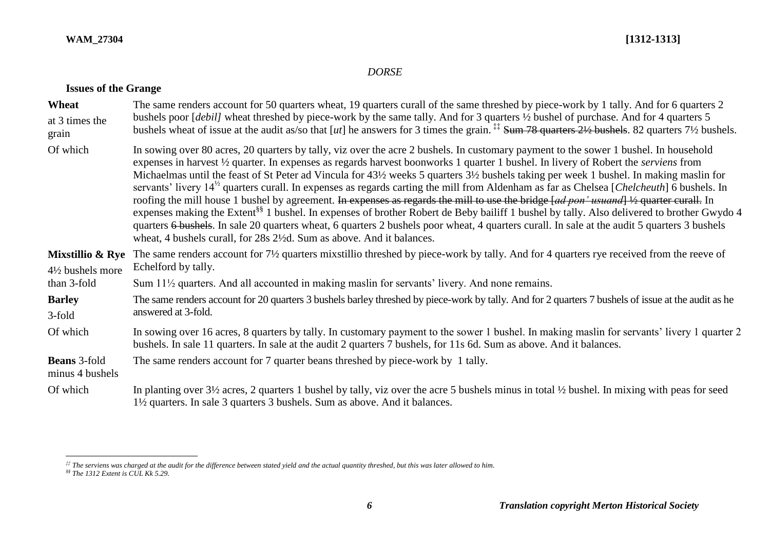*DORSE*

**Issues of the Grange**

| | |
|---|---|
| **Wheat** at 3 times the grain | The same renders account for 50 quarters wheat, 19 quarters curall of the same threshed by piece-work by 1 tally. And for 6 quarters 2 bushels poor [*debil]* wheat threshed by piece-work by the same tally. And for 3 quarters ½ bushel of purchase. And for 4 quarters 5 bushels wheat of issue at the audit as/so that [*ut*] he answers for 3 times the grain. [‡‡] ~~Sum 78 quarters 2½ bushels~~. 82 quarters 7½ bushels. |
| Of which | In sowing over 80 acres, 20 quarters by tally, viz over the acre 2 bushels. In customary payment to the sower 1 bushel. In household expenses in harvest ½ quarter. In expenses as regards harvest boonworks 1 quarter 1 bushel. In livery of Robert the *serviens* from Michaelmas until the feast of St Peter ad Vincula for 43½ weeks 5 quarters 3½ bushels taking per week 1 bushel. In making maslin for servants' livery 14½ quarters curall. In expenses as regards carting the mill from Aldenham as far as Chelsea [*Chelcheuth*] 6 bushels. In roofing the mill house 1 bushel by agreement. ~~In expenses as regards the mill to use the bridge [*ad pon' usuand*] ½ quarter curall.~~ In expenses making the Extent[§§] 1 bushel. In expenses of brother Robert de Beby bailiff 1 bushel by tally. Also delivered to brother Gwydo 4 quarters ~~6 bushels~~. In sale 20 quarters wheat, 6 quarters 2 bushels poor wheat, 4 quarters curall. In sale at the audit 5 quarters 3 bushels wheat, 4 bushels curall, for 28s 2½d. Sum as above. And it balances. |
| **Mixstillio & Rye** 4½ bushels more than 3-fold | The same renders account for 7½ quarters mixstillio threshed by piece-work by tally. And for 4 quarters rye received from the reeve of Echelford by tally. Sum 11½ quarters. And all accounted in making maslin for servants' livery. And none remains. |
| **Barley** 3-fold | The same renders account for 20 quarters 3 bushels barley threshed by piece-work by tally. And for 2 quarters 7 bushels of issue at the audit as he answered at 3-fold. |
| Of which | In sowing over 16 acres, 8 quarters by tally. In customary payment to the sower 1 bushel. In making maslin for servants' livery 1 quarter 2 bushels. In sale 11 quarters. In sale at the audit 2 quarters 7 bushels, for 11s 6d. Sum as above. And it balances. |
| **Beans** 3-fold minus 4 bushels | The same renders account for 7 quarter beans threshed by piece-work by 1 tally. |
| Of which | In planting over 3½ acres, 2 quarters 1 bushel by tally, viz over the acre 5 bushels minus in total ½ bushel. In mixing with peas for seed 1½ quarters. In sale 3 quarters 3 bushels. Sum as above. And it balances. |

---

*[‡‡] The serviens was charged at the audit for the difference between stated yield and the actual quantity threshed, but this was later allowed to him.*

*[§§] The 1312 Extent is CUL Kk 5.29.*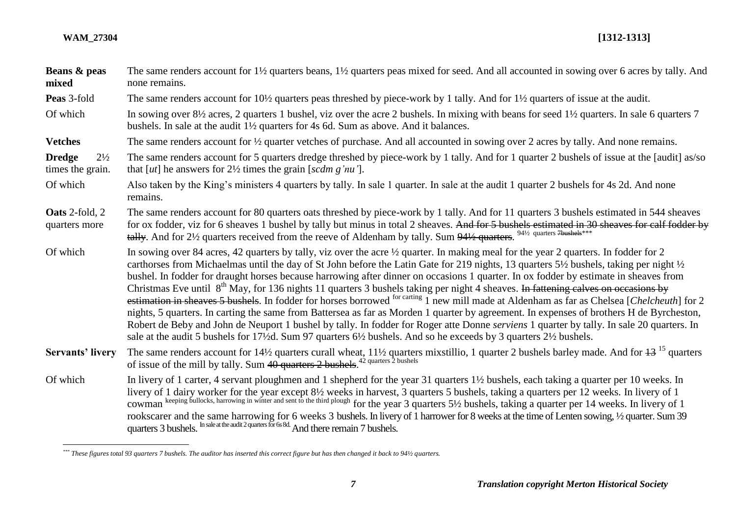**WAM_27304** **[1312-1313]**

| | |
|---|---|
| **Beans & peas mixed** | The same renders account for 1½ quarters beans, 1½ quarters peas mixed for seed. And all accounted in sowing over 6 acres by tally. And none remains. |
| **Peas** 3-fold | The same renders account for 10½ quarters peas threshed by piece-work by 1 tally. And for 1½ quarters of issue at the audit. |
| Of which | In sowing over 8½ acres, 2 quarters 1 bushel, viz over the acre 2 bushels. In mixing with beans for seed 1½ quarters. In sale 6 quarters 7 bushels. In sale at the audit 1½ quarters for 4s 6d. Sum as above. And it balances. |
| **Vetches** | The same renders account for ½ quarter vetches of purchase. And all accounted in sowing over 2 acres by tally. And none remains. |
| **Dredge** 2½ times the grain. | The same renders account for 5 quarters dredge threshed by piece-work by 1 tally. And for 1 quarter 2 bushels of issue at the [audit] as/so that [*ut*] he answers for 2½ times the grain [*scdm g'nu'*]. |
| Of which | Also taken by the King's ministers 4 quarters by tally. In sale 1 quarter. In sale at the audit 1 quarter 2 bushels for 4s 2d. And none remains. |
| **Oats** 2-fold, 2 quarters more | The same renders account for 80 quarters oats threshed by piece-work by 1 tally. And for 11 quarters 3 bushels estimated in 544 sheaves for ox fodder, viz for 6 sheaves 1 bushel by tally but minus in total 2 sheaves. ~~And for 5 bushels estimated in 30 sheaves for calf fodder by tally~~. And for 2½ quarters received from the reeve of Aldenham by tally. Sum ~~94½ quarters~~. 94½ quarters ~~7bushels~~*** |
| Of which | In sowing over 84 acres, 42 quarters by tally, viz over the acre ½ quarter. In making meal for the year 2 quarters. In fodder for 2 carthorses from Michaelmas until the day of St John before the Latin Gate for 219 nights, 13 quarters 5½ bushels, taking per night ½ bushel. In fodder for draught horses because harrowing after dinner on occasions 1 quarter. In ox fodder by estimate in sheaves from Christmas Eve until 8th May, for 136 nights 11 quarters 3 bushels taking per night 4 sheaves. ~~In fattening calves on occasions by estimation in sheaves 5 bushels~~. In fodder for horses borrowed for carting 1 new mill made at Aldenham as far as Chelsea [*Chelcheuth*] for 2 nights, 5 quarters. In carting the same from Battersea as far as Morden 1 quarter by agreement. In expenses of brothers H de Byrcheston, Robert de Beby and John de Neuport 1 bushel by tally. In fodder for Roger atte Donne *serviens* 1 quarter by tally. In sale 20 quarters. In sale at the audit 5 bushels for 17½d. Sum 97 quarters 6½ bushels. And so he exceeds by 3 quarters 2½ bushels. |
| **Servants' livery** | The same renders account for 14½ quarters curall wheat, 11½ quarters mixstillio, 1 quarter 2 bushels barley made. And for ~~13~~ 15 quarters of issue of the mill by tally. Sum ~~40 quarters 2 bushels~~. 42 quarters 2 bushels |
| Of which | In livery of 1 carter, 4 servant ploughmen and 1 shepherd for the year 31 quarters 1½ bushels, each taking a quarter per 10 weeks. In livery of 1 dairy worker for the year except 8½ weeks in harvest, 3 quarters 5 bushels, taking a quarters per 12 weeks. In livery of 1 cowman keeping bullocks, harrowing in winter and sent to the third plough for the year 3 quarters 5½ bushels, taking a quarter per 14 weeks. In livery of 1 rookscarer and the same harrowing for 6 weeks 3 bushels. In livery of 1 harrower for 8 weeks at the time of Lenten sowing, ½ quarter. Sum 39 quarters 3 bushels. In sale at the audit 2 quarters for 6s 8d. And there remain 7 bushels. |

*** *These figures total 93 quarters 7 bushels. The auditor has inserted this correct figure but has then changed it back to 94½ quarters.*

*Translation copyright Merton Historical Society*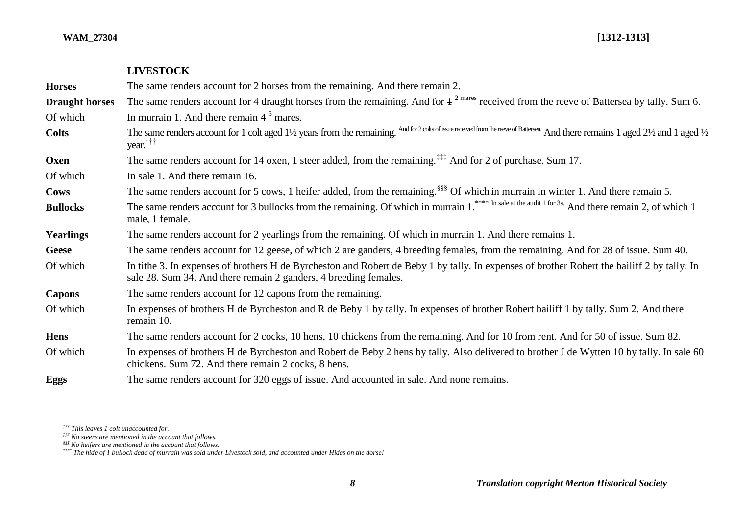**LIVESTOCK**

| | |
|---|---|
| **Horses** | The same renders account for 2 horses from the remaining. And there remain 2. |
| **Draught horses** | The same renders account for 4 draught horses from the remaining. And for ~~1~~ 2 mares received from the reeve of Battersea by tally. Sum 6. |
| Of which | In murrain 1. And there remain 4 5 mares. |
| **Colts** | The same renders account for 1 colt aged 1½ years from the remaining. And for 2 colts of issue received from the reeve of Battersea. And there remains 1 aged 2½ and 1 aged ½ year.[†††] |
| **Oxen** | The same renders account for 14 oxen, 1 steer added, from the remaining.[‡‡‡] And for 2 of purchase. Sum 17. |
| Of which | In sale 1. And there remain 16. |
| **Cows** | The same renders account for 5 cows, 1 heifer added, from the remaining.[§§§] Of which in murrain in winter 1. And there remain 5. |
| **Bullocks** | The same renders account for 3 bullocks from the remaining. ~~Of which in murrain 1~~.[****] In sale at the audit 1 for 3s. And there remain 2, of which 1 male, 1 female. |
| **Yearlings** | The same renders account for 2 yearlings from the remaining. Of which in murrain 1. And there remains 1. |
| **Geese** | The same renders account for 12 geese, of which 2 are ganders, 4 breeding females, from the remaining. And for 28 of issue. Sum 40. |
| Of which | In tithe 3. In expenses of brothers H de Byrcheston and Robert de Beby 1 by tally. In expenses of brother Robert the bailiff 2 by tally. In sale 28. Sum 34. And there remain 2 ganders, 4 breeding females. |
| **Capons** | The same renders account for 12 capons from the remaining. |
| Of which | In expenses of brothers H de Byrcheston and R de Beby 1 by tally. In expenses of brother Robert bailiff 1 by tally. Sum 2. And there remain 10. |
| **Hens** | The same renders account for 2 cocks, 10 hens, 10 chickens from the remaining. And for 10 from rent. And for 50 of issue. Sum 82. |
| Of which | In expenses of brothers H de Byrcheston and Robert de Beby 2 hens by tally. Also delivered to brother J de Wytten 10 by tally. In sale 60 chickens. Sum 72. And there remain 2 cocks, 8 hens. |
| **Eggs** | The same renders account for 320 eggs of issue. And accounted in sale. And none remains. |

---

[†††] *This leaves 1 colt unaccounted for.*

[‡‡‡] *No steers are mentioned in the account that follows.*

[§§§] *No heifers are mentioned in the account that follows.*

[****] *The hide of 1 bullock dead of murrain was sold under Livestock sold, and accounted under Hides on the dorse!*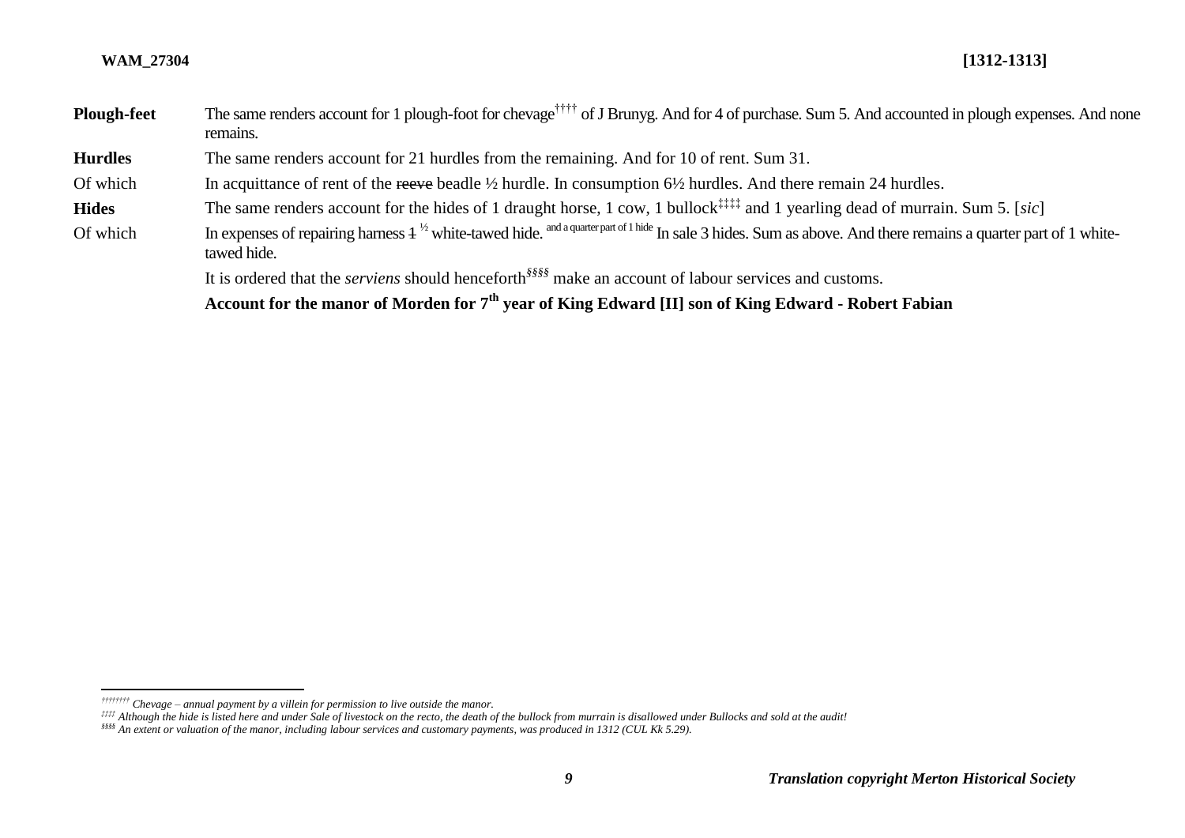| | |
|---|---|
| **Plough-feet** | The same renders account for 1 plough-foot for chevage[††††] of J Brunyg. And for 4 of purchase. Sum 5. And accounted in plough expenses. And none remains. |
| **Hurdles** | The same renders account for 21 hurdles from the remaining. And for 10 of rent. Sum 31. |
| Of which | In acquittance of rent of the ~~reeve~~ beadle ½ hurdle. In consumption 6½ hurdles. And there remain 24 hurdles. |
| **Hides** | The same renders account for the hides of 1 draught horse, 1 cow, 1 bullock[‡‡‡‡] and 1 yearling dead of murrain. Sum 5. [*sic*] |
| Of which | In expenses of repairing harness ~~1~~ ½ white-tawed hide. and a quarter part of 1 hide In sale 3 hides. Sum as above. And there remains a quarter part of 1 white-tawed hide. |
| | It is ordered that the *serviens* should henceforth[§§§§] make an account of labour services and customs. |
| | **Account for the manor of Morden for 7th year of King Edward [II] son of King Edward - Robert Fabian** |

[††††] *Chevage – annual payment by a villein for permission to live outside the manor.*

[‡‡‡‡] *Although the hide is listed here and under Sale of livestock on the recto, the death of the bullock from murrain is disallowed under Bullocks and sold at the audit!*

[§§§§] *An extent or valuation of the manor, including labour services and customary payments, was produced in 1312 (CUL Kk 5.29).*